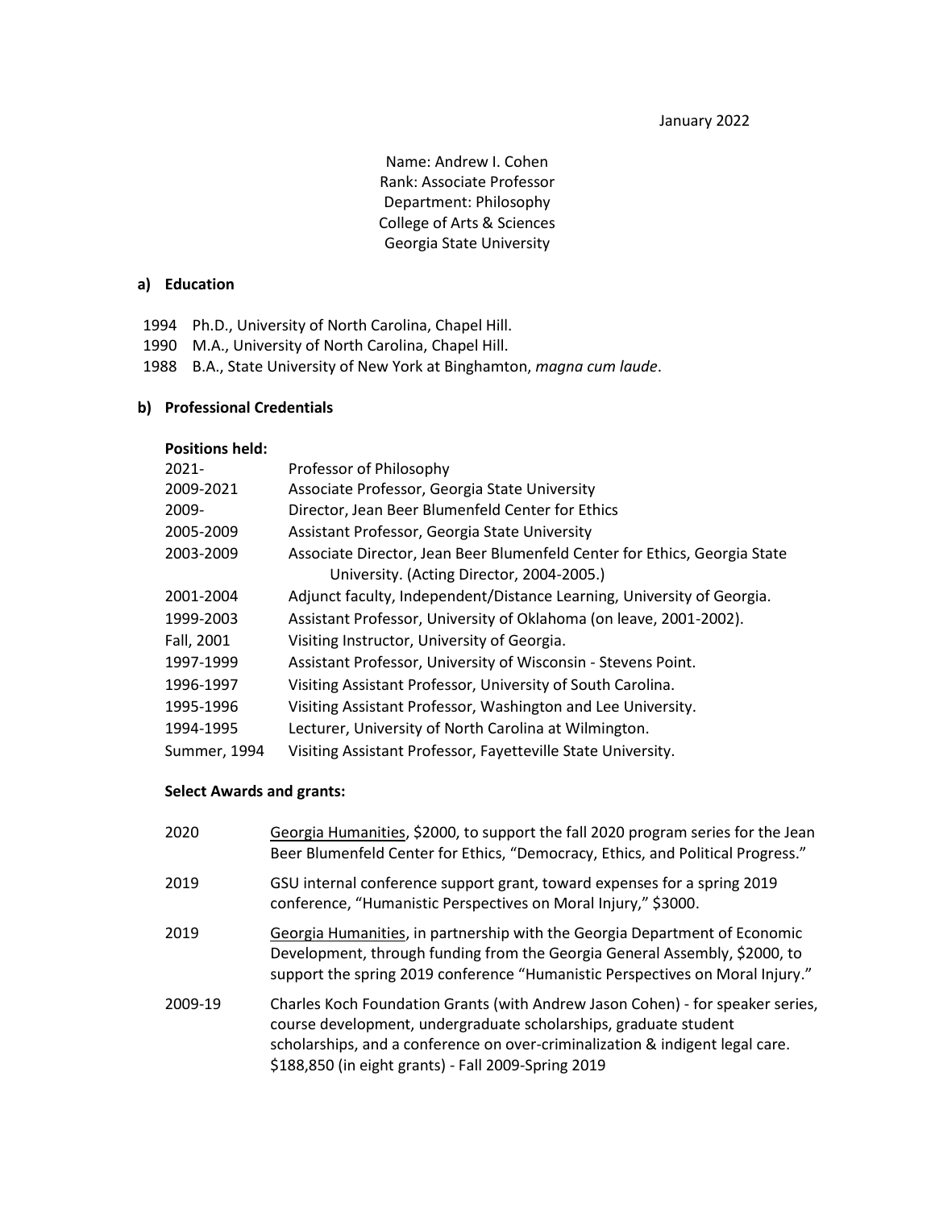January 2022

Name: Andrew I. Cohen
Rank: Associate Professor
Department: Philosophy
College of Arts & Sciences
Georgia State University

## a) Education

1994 Ph.D., University of North Carolina, Chapel Hill.
1990 M.A., University of North Carolina, Chapel Hill.
1988 B.A., State University of New York at Binghamton, *magna cum laude*.

## b) Professional Credentials

### Positions held:

| | |
|---|---|
| 2021- | Professor of Philosophy |
| 2009-2021 | Associate Professor, Georgia State University |
| 2009- | Director, Jean Beer Blumenfeld Center for Ethics |
| 2005-2009 | Assistant Professor, Georgia State University |
| 2003-2009 | Associate Director, Jean Beer Blumenfeld Center for Ethics, Georgia State University. (Acting Director, 2004-2005.) |
| 2001-2004 | Adjunct faculty, Independent/Distance Learning, University of Georgia. |
| 1999-2003 | Assistant Professor, University of Oklahoma (on leave, 2001-2002). |
| Fall, 2001 | Visiting Instructor, University of Georgia. |
| 1997-1999 | Assistant Professor, University of Wisconsin - Stevens Point. |
| 1996-1997 | Visiting Assistant Professor, University of South Carolina. |
| 1995-1996 | Visiting Assistant Professor, Washington and Lee University. |
| 1994-1995 | Lecturer, University of North Carolina at Wilmington. |
| Summer, 1994 | Visiting Assistant Professor, Fayetteville State University. |

### Select Awards and grants:

| | |
|---|---|
| 2020 | Georgia Humanities, $2000, to support the fall 2020 program series for the Jean Beer Blumenfeld Center for Ethics, "Democracy, Ethics, and Political Progress." |
| 2019 | GSU internal conference support grant, toward expenses for a spring 2019 conference, "Humanistic Perspectives on Moral Injury," $3000. |
| 2019 | Georgia Humanities, in partnership with the Georgia Department of Economic Development, through funding from the Georgia General Assembly, $2000, to support the spring 2019 conference "Humanistic Perspectives on Moral Injury." |
| 2009-19 | Charles Koch Foundation Grants (with Andrew Jason Cohen) - for speaker series, course development, undergraduate scholarships, graduate student scholarships, and a conference on over-criminalization & indigent legal care. $188,850 (in eight grants) - Fall 2009-Spring 2019 |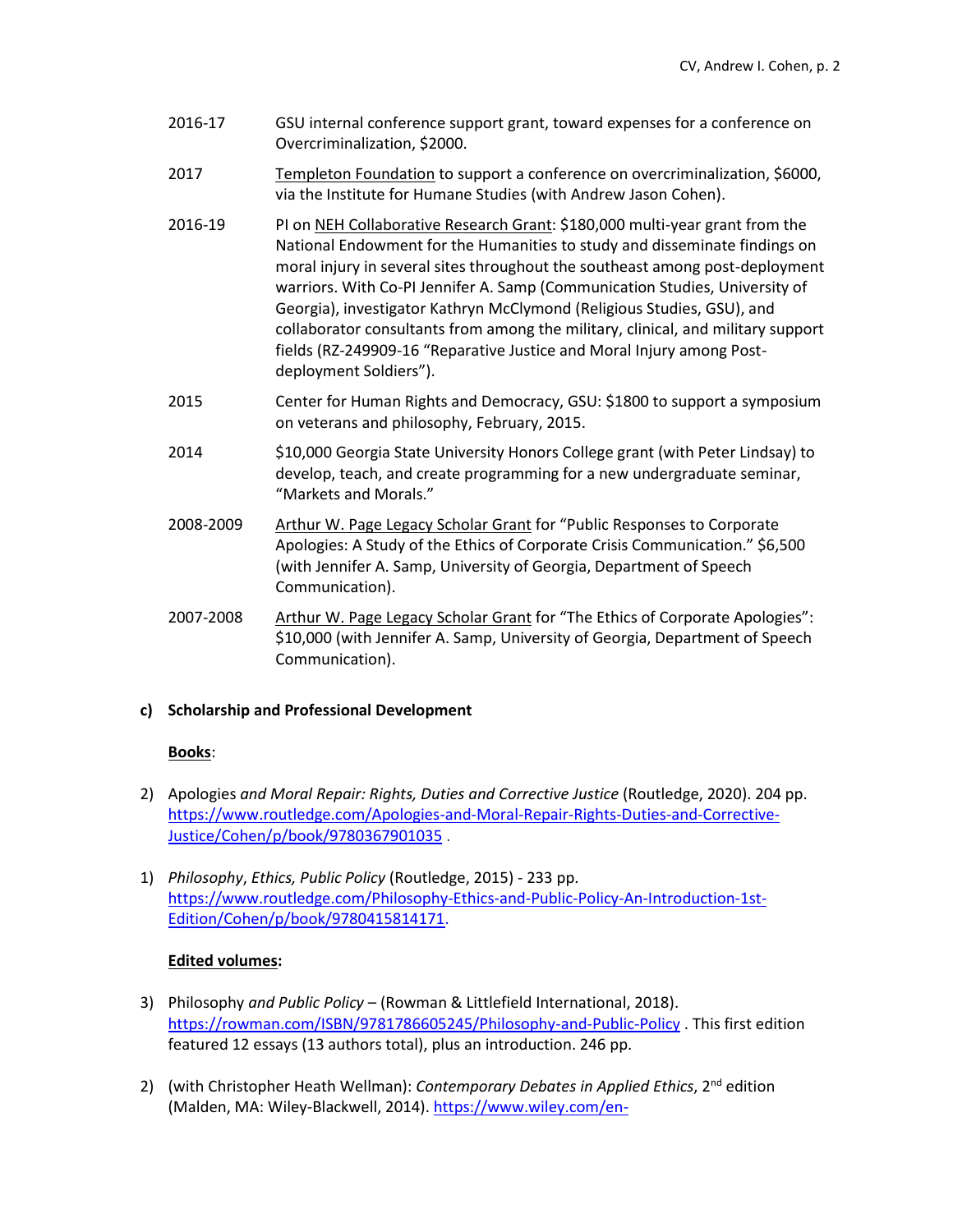2016-17 GSU internal conference support grant, toward expenses for a conference on Overcriminalization, $2000.

2017 Templeton Foundation to support a conference on overcriminalization, $6000, via the Institute for Humane Studies (with Andrew Jason Cohen).

2016-19 PI on NEH Collaborative Research Grant: $180,000 multi-year grant from the National Endowment for the Humanities to study and disseminate findings on moral injury in several sites throughout the southeast among post-deployment warriors. With Co-PI Jennifer A. Samp (Communication Studies, University of Georgia), investigator Kathryn McClymond (Religious Studies, GSU), and collaborator consultants from among the military, clinical, and military support fields (RZ-249909-16 "Reparative Justice and Moral Injury among Post-deployment Soldiers").

2015 Center for Human Rights and Democracy, GSU: $1800 to support a symposium on veterans and philosophy, February, 2015.

2014 $10,000 Georgia State University Honors College grant (with Peter Lindsay) to develop, teach, and create programming for a new undergraduate seminar, "Markets and Morals."

2008-2009 Arthur W. Page Legacy Scholar Grant for "Public Responses to Corporate Apologies: A Study of the Ethics of Corporate Crisis Communication." $6,500 (with Jennifer A. Samp, University of Georgia, Department of Speech Communication).

2007-2008 Arthur W. Page Legacy Scholar Grant for "The Ethics of Corporate Apologies": $10,000 (with Jennifer A. Samp, University of Georgia, Department of Speech Communication).

**c) Scholarship and Professional Development**

**Books**:

2) Apologies *and Moral Repair: Rights, Duties and Corrective Justice* (Routledge, 2020). 204 pp. https://www.routledge.com/Apologies-and-Moral-Repair-Rights-Duties-and-Corrective-Justice/Cohen/p/book/9780367901035 .

1) *Philosophy*, *Ethics, Public Policy* (Routledge, 2015) - 233 pp. https://www.routledge.com/Philosophy-Ethics-and-Public-Policy-An-Introduction-1st-Edition/Cohen/p/book/9780415814171.

**Edited volumes:**

3) Philosophy *and Public Policy* – (Rowman & Littlefield International, 2018). https://rowman.com/ISBN/9781786605245/Philosophy-and-Public-Policy . This first edition featured 12 essays (13 authors total), plus an introduction. 246 pp.

2) (with Christopher Heath Wellman): *Contemporary Debates in Applied Ethics*, 2nd edition (Malden, MA: Wiley-Blackwell, 2014). https://www.wiley.com/en-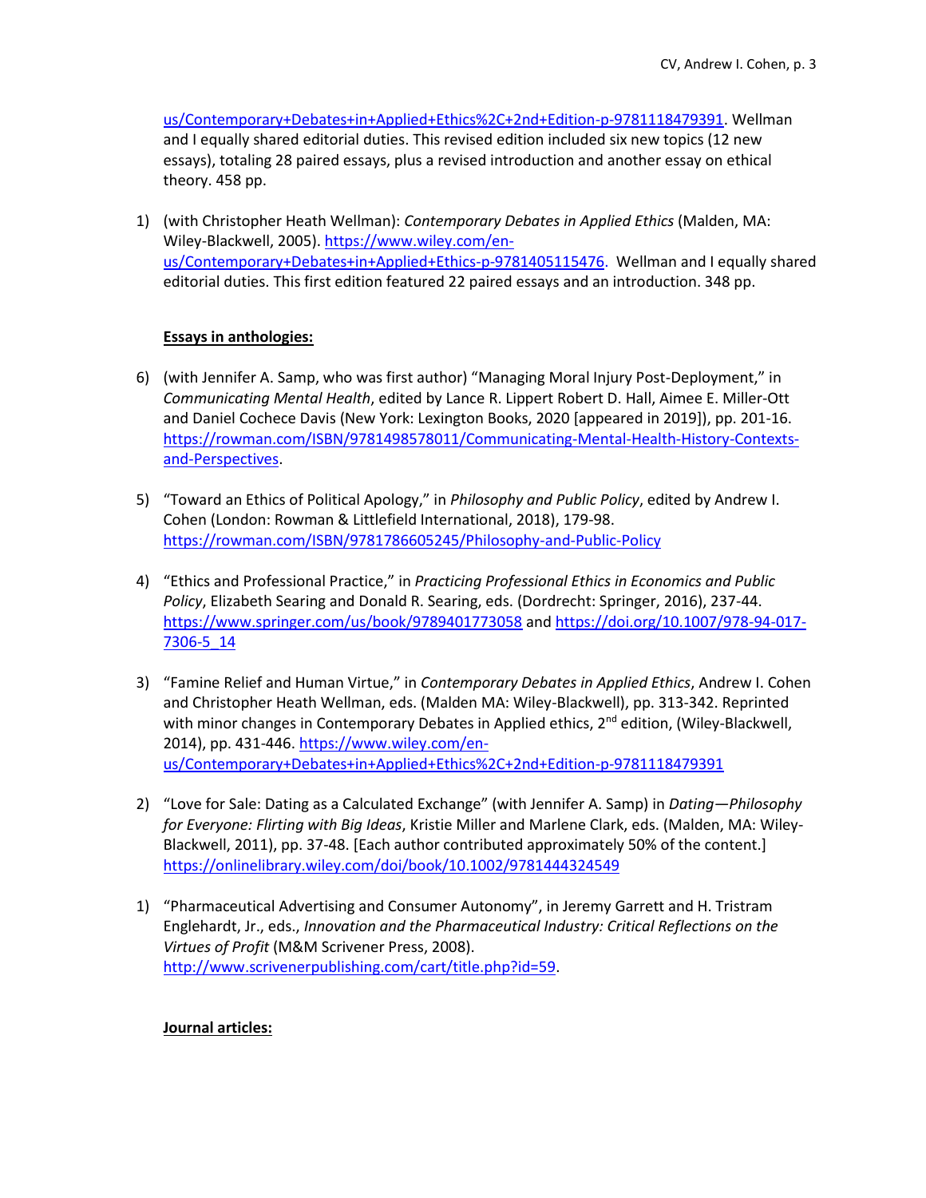us/Contemporary+Debates+in+Applied+Ethics%2C+2nd+Edition-p-9781118479391. Wellman and I equally shared editorial duties. This revised edition included six new topics (12 new essays), totaling 28 paired essays, plus a revised introduction and another essay on ethical theory. 458 pp.

1) (with Christopher Heath Wellman): *Contemporary Debates in Applied Ethics* (Malden, MA: Wiley-Blackwell, 2005). https://www.wiley.com/en-us/Contemporary+Debates+in+Applied+Ethics-p-9781405115476. Wellman and I equally shared editorial duties. This first edition featured 22 paired essays and an introduction. 348 pp.

**Essays in anthologies:**

6) (with Jennifer A. Samp, who was first author) “Managing Moral Injury Post-Deployment,” in *Communicating Mental Health*, edited by Lance R. Lippert Robert D. Hall, Aimee E. Miller-Ott and Daniel Cochece Davis (New York: Lexington Books, 2020 [appeared in 2019]), pp. 201-16. https://rowman.com/ISBN/9781498578011/Communicating-Mental-Health-History-Contexts-and-Perspectives.

5) “Toward an Ethics of Political Apology,” in *Philosophy and Public Policy*, edited by Andrew I. Cohen (London: Rowman & Littlefield International, 2018), 179-98. https://rowman.com/ISBN/9781786605245/Philosophy-and-Public-Policy

4) “Ethics and Professional Practice,” in *Practicing Professional Ethics in Economics and Public Policy*, Elizabeth Searing and Donald R. Searing, eds. (Dordrecht: Springer, 2016), 237-44. https://www.springer.com/us/book/9789401773058 and https://doi.org/10.1007/978-94-017-7306-5_14

3) “Famine Relief and Human Virtue,” in *Contemporary Debates in Applied Ethics*, Andrew I. Cohen and Christopher Heath Wellman, eds. (Malden MA: Wiley-Blackwell), pp. 313-342. Reprinted with minor changes in Contemporary Debates in Applied ethics, 2nd edition, (Wiley-Blackwell, 2014), pp. 431-446. https://www.wiley.com/en-us/Contemporary+Debates+in+Applied+Ethics%2C+2nd+Edition-p-9781118479391

2) “Love for Sale: Dating as a Calculated Exchange” (with Jennifer A. Samp) in *Dating—Philosophy for Everyone: Flirting with Big Ideas*, Kristie Miller and Marlene Clark, eds. (Malden, MA: Wiley-Blackwell, 2011), pp. 37-48. [Each author contributed approximately 50% of the content.] https://onlinelibrary.wiley.com/doi/book/10.1002/9781444324549

1) “Pharmaceutical Advertising and Consumer Autonomy”, in Jeremy Garrett and H. Tristram Englehardt, Jr., eds., *Innovation and the Pharmaceutical Industry: Critical Reflections on the Virtues of Profit* (M&M Scrivener Press, 2008). http://www.scrivenerpublishing.com/cart/title.php?id=59.

**Journal articles:**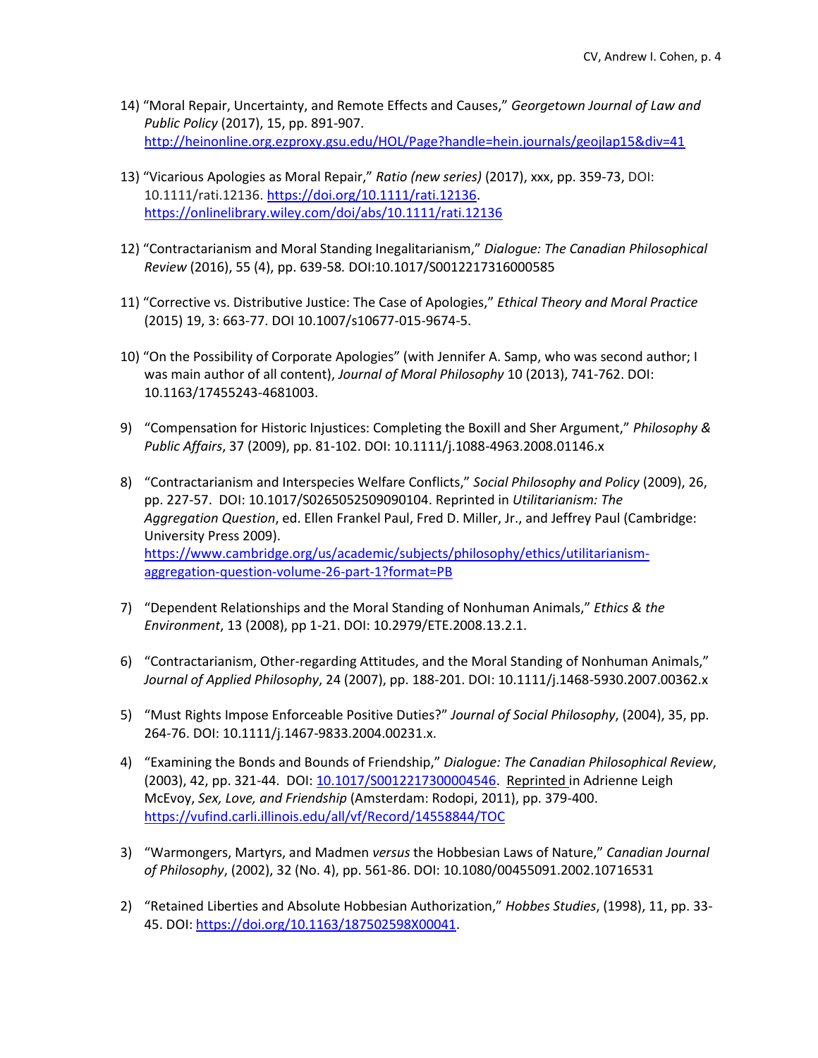14) "Moral Repair, Uncertainty, and Remote Effects and Causes," *Georgetown Journal of Law and Public Policy* (2017), 15, pp. 891-907. http://heinonline.org.ezproxy.gsu.edu/HOL/Page?handle=hein.journals/geojlap15&div=41

13) "Vicarious Apologies as Moral Repair," *Ratio (new series)* (2017), xxx, pp. 359-73, DOI: 10.1111/rati.12136. https://doi.org/10.1111/rati.12136. https://onlinelibrary.wiley.com/doi/abs/10.1111/rati.12136

12) "Contractarianism and Moral Standing Inegalitarianism," *Dialogue: The Canadian Philosophical Review* (2016), 55 (4), pp. 639-58. DOI:10.1017/S0012217316000585

11) "Corrective vs. Distributive Justice: The Case of Apologies," *Ethical Theory and Moral Practice* (2015) 19, 3: 663-77. DOI 10.1007/s10677-015-9674-5.

10) "On the Possibility of Corporate Apologies" (with Jennifer A. Samp, who was second author; I was main author of all content), *Journal of Moral Philosophy* 10 (2013), 741-762. DOI: 10.1163/17455243-4681003.

9) "Compensation for Historic Injustices: Completing the Boxill and Sher Argument," *Philosophy & Public Affairs*, 37 (2009), pp. 81-102. DOI: 10.1111/j.1088-4963.2008.01146.x

8) "Contractarianism and Interspecies Welfare Conflicts," *Social Philosophy and Policy* (2009), 26, pp. 227-57. DOI: 10.1017/S0265052509090104. Reprinted in *Utilitarianism: The Aggregation Question*, ed. Ellen Frankel Paul, Fred D. Miller, Jr., and Jeffrey Paul (Cambridge: University Press 2009). https://www.cambridge.org/us/academic/subjects/philosophy/ethics/utilitarianism-aggregation-question-volume-26-part-1?format=PB

7) "Dependent Relationships and the Moral Standing of Nonhuman Animals," *Ethics & the Environment*, 13 (2008), pp 1-21. DOI: 10.2979/ETE.2008.13.2.1.

6) "Contractarianism, Other-regarding Attitudes, and the Moral Standing of Nonhuman Animals," *Journal of Applied Philosophy*, 24 (2007), pp. 188-201. DOI: 10.1111/j.1468-5930.2007.00362.x

5) "Must Rights Impose Enforceable Positive Duties?" *Journal of Social Philosophy*, (2004), 35, pp. 264-76. DOI: 10.1111/j.1467-9833.2004.00231.x.

4) "Examining the Bonds and Bounds of Friendship," *Dialogue: The Canadian Philosophical Review*, (2003), 42, pp. 321-44. DOI: 10.1017/S0012217300004546. Reprinted in Adrienne Leigh McEvoy, *Sex, Love, and Friendship* (Amsterdam: Rodopi, 2011), pp. 379-400. https://vufind.carli.illinois.edu/all/vf/Record/14558844/TOC

3) "Warmongers, Martyrs, and Madmen *versus* the Hobbesian Laws of Nature," *Canadian Journal of Philosophy*, (2002), 32 (No. 4), pp. 561-86. DOI: 10.1080/00455091.2002.10716531

2) "Retained Liberties and Absolute Hobbesian Authorization," *Hobbes Studies*, (1998), 11, pp. 33-45. DOI: https://doi.org/10.1163/187502598X00041.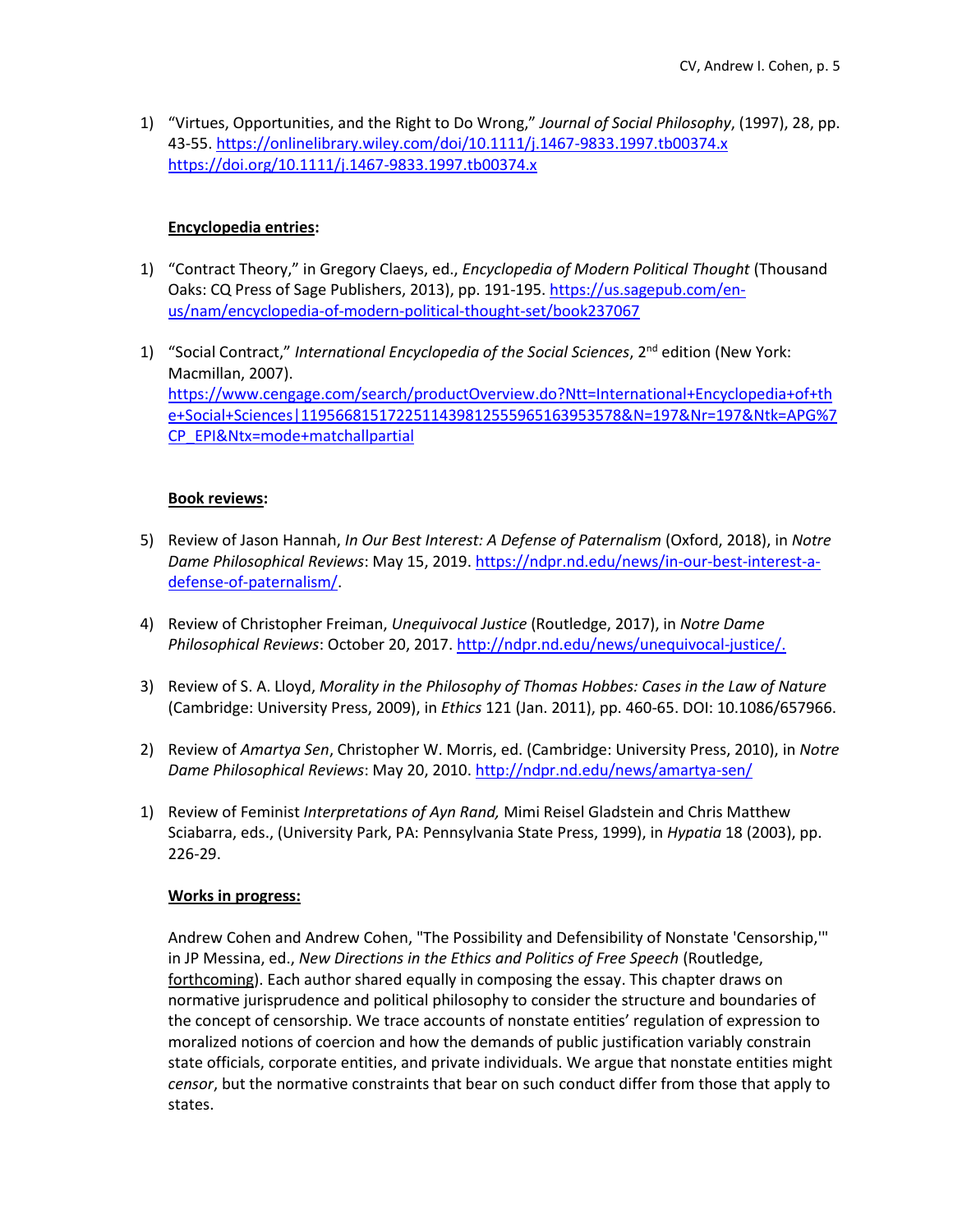1) "Virtues, Opportunities, and the Right to Do Wrong," *Journal of Social Philosophy*, (1997), 28, pp. 43-55. https://onlinelibrary.wiley.com/doi/10.1111/j.1467-9833.1997.tb00374.x https://doi.org/10.1111/j.1467-9833.1997.tb00374.x

**Encyclopedia entries:**

1) "Contract Theory," in Gregory Claeys, ed., *Encyclopedia of Modern Political Thought* (Thousand Oaks: CQ Press of Sage Publishers, 2013), pp. 191-195. https://us.sagepub.com/en-us/nam/encyclopedia-of-modern-political-thought-set/book237067

1) "Social Contract," *International Encyclopedia of the Social Sciences*, 2nd edition (New York: Macmillan, 2007). https://www.cengage.com/search/productOverview.do?Ntt=International+Encyclopedia+of+the+Social+Sciences|1195668151722511439812555965163953578&N=197&Nr=197&Ntk=APG%7CP_EPI&Ntx=mode+matchallpartial

**Book reviews:**

5) Review of Jason Hannah, *In Our Best Interest: A Defense of Paternalism* (Oxford, 2018), in *Notre Dame Philosophical Reviews*: May 15, 2019. https://ndpr.nd.edu/news/in-our-best-interest-a-defense-of-paternalism/.

4) Review of Christopher Freiman, *Unequivocal Justice* (Routledge, 2017), in *Notre Dame Philosophical Reviews*: October 20, 2017. http://ndpr.nd.edu/news/unequivocal-justice/.

3) Review of S. A. Lloyd, *Morality in the Philosophy of Thomas Hobbes: Cases in the Law of Nature* (Cambridge: University Press, 2009), in *Ethics* 121 (Jan. 2011), pp. 460-65. DOI: 10.1086/657966.

2) Review of *Amartya Sen*, Christopher W. Morris, ed. (Cambridge: University Press, 2010), in *Notre Dame Philosophical Reviews*: May 20, 2010. http://ndpr.nd.edu/news/amartya-sen/

1) Review of Feminist *Interpretations of Ayn Rand,* Mimi Reisel Gladstein and Chris Matthew Sciabarra, eds., (University Park, PA: Pennsylvania State Press, 1999), in *Hypatia* 18 (2003), pp. 226-29.

**Works in progress:**

Andrew Cohen and Andrew Cohen, "The Possibility and Defensibility of Nonstate 'Censorship,'" in JP Messina, ed., *New Directions in the Ethics and Politics of Free Speech* (Routledge, forthcoming). Each author shared equally in composing the essay. This chapter draws on normative jurisprudence and political philosophy to consider the structure and boundaries of the concept of censorship. We trace accounts of nonstate entities' regulation of expression to moralized notions of coercion and how the demands of public justification variably constrain state officials, corporate entities, and private individuals. We argue that nonstate entities might *censor*, but the normative constraints that bear on such conduct differ from those that apply to states.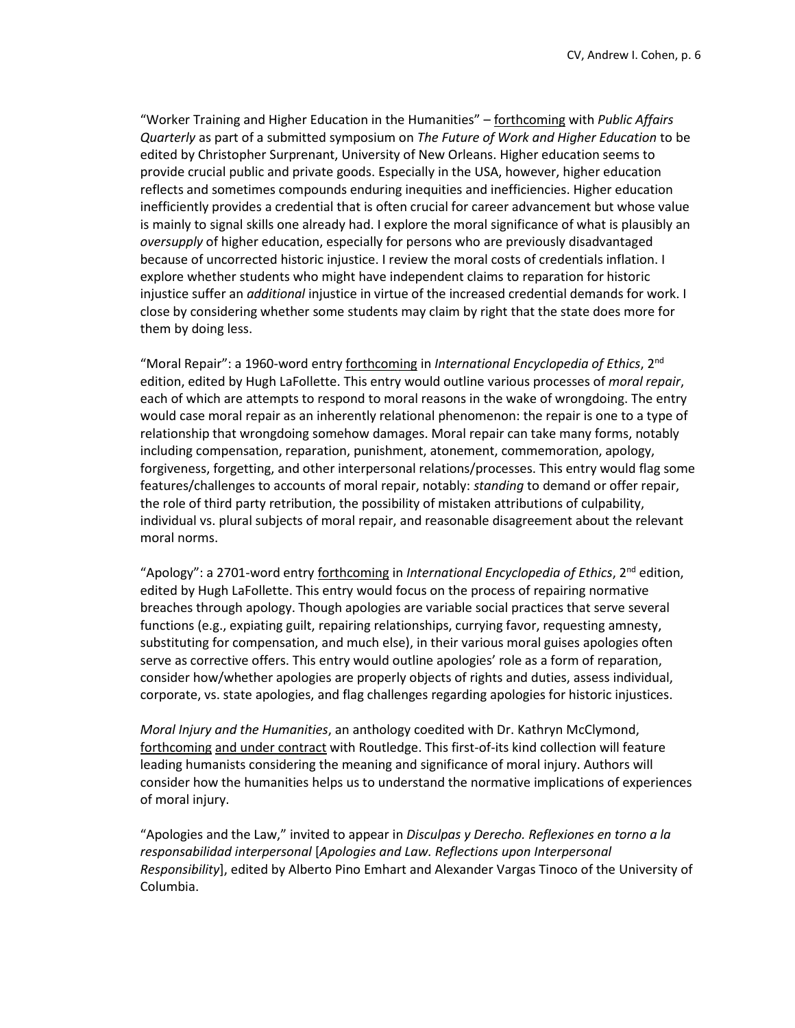"Worker Training and Higher Education in the Humanities" – forthcoming with *Public Affairs Quarterly* as part of a submitted symposium on *The Future of Work and Higher Education* to be edited by Christopher Surprenant, University of New Orleans. Higher education seems to provide crucial public and private goods. Especially in the USA, however, higher education reflects and sometimes compounds enduring inequities and inefficiencies. Higher education inefficiently provides a credential that is often crucial for career advancement but whose value is mainly to signal skills one already had. I explore the moral significance of what is plausibly an *oversupply* of higher education, especially for persons who are previously disadvantaged because of uncorrected historic injustice. I review the moral costs of credentials inflation. I explore whether students who might have independent claims to reparation for historic injustice suffer an *additional* injustice in virtue of the increased credential demands for work. I close by considering whether some students may claim by right that the state does more for them by doing less.

"Moral Repair": a 1960-word entry forthcoming in *International Encyclopedia of Ethics*, 2nd edition, edited by Hugh LaFollette. This entry would outline various processes of *moral repair*, each of which are attempts to respond to moral reasons in the wake of wrongdoing. The entry would case moral repair as an inherently relational phenomenon: the repair is one to a type of relationship that wrongdoing somehow damages. Moral repair can take many forms, notably including compensation, reparation, punishment, atonement, commemoration, apology, forgiveness, forgetting, and other interpersonal relations/processes. This entry would flag some features/challenges to accounts of moral repair, notably: *standing* to demand or offer repair, the role of third party retribution, the possibility of mistaken attributions of culpability, individual vs. plural subjects of moral repair, and reasonable disagreement about the relevant moral norms.

"Apology": a 2701-word entry forthcoming in *International Encyclopedia of Ethics*, 2nd edition, edited by Hugh LaFollette. This entry would focus on the process of repairing normative breaches through apology. Though apologies are variable social practices that serve several functions (e.g., expiating guilt, repairing relationships, currying favor, requesting amnesty, substituting for compensation, and much else), in their various moral guises apologies often serve as corrective offers. This entry would outline apologies' role as a form of reparation, consider how/whether apologies are properly objects of rights and duties, assess individual, corporate, vs. state apologies, and flag challenges regarding apologies for historic injustices.

*Moral Injury and the Humanities*, an anthology coedited with Dr. Kathryn McClymond, forthcoming and under contract with Routledge. This first-of-its kind collection will feature leading humanists considering the meaning and significance of moral injury. Authors will consider how the humanities helps us to understand the normative implications of experiences of moral injury.

"Apologies and the Law," invited to appear in *Disculpas y Derecho. Reflexiones en torno a la responsabilidad interpersonal* [*Apologies and Law. Reflections upon Interpersonal Responsibility*], edited by Alberto Pino Emhart and Alexander Vargas Tinoco of the University of Columbia.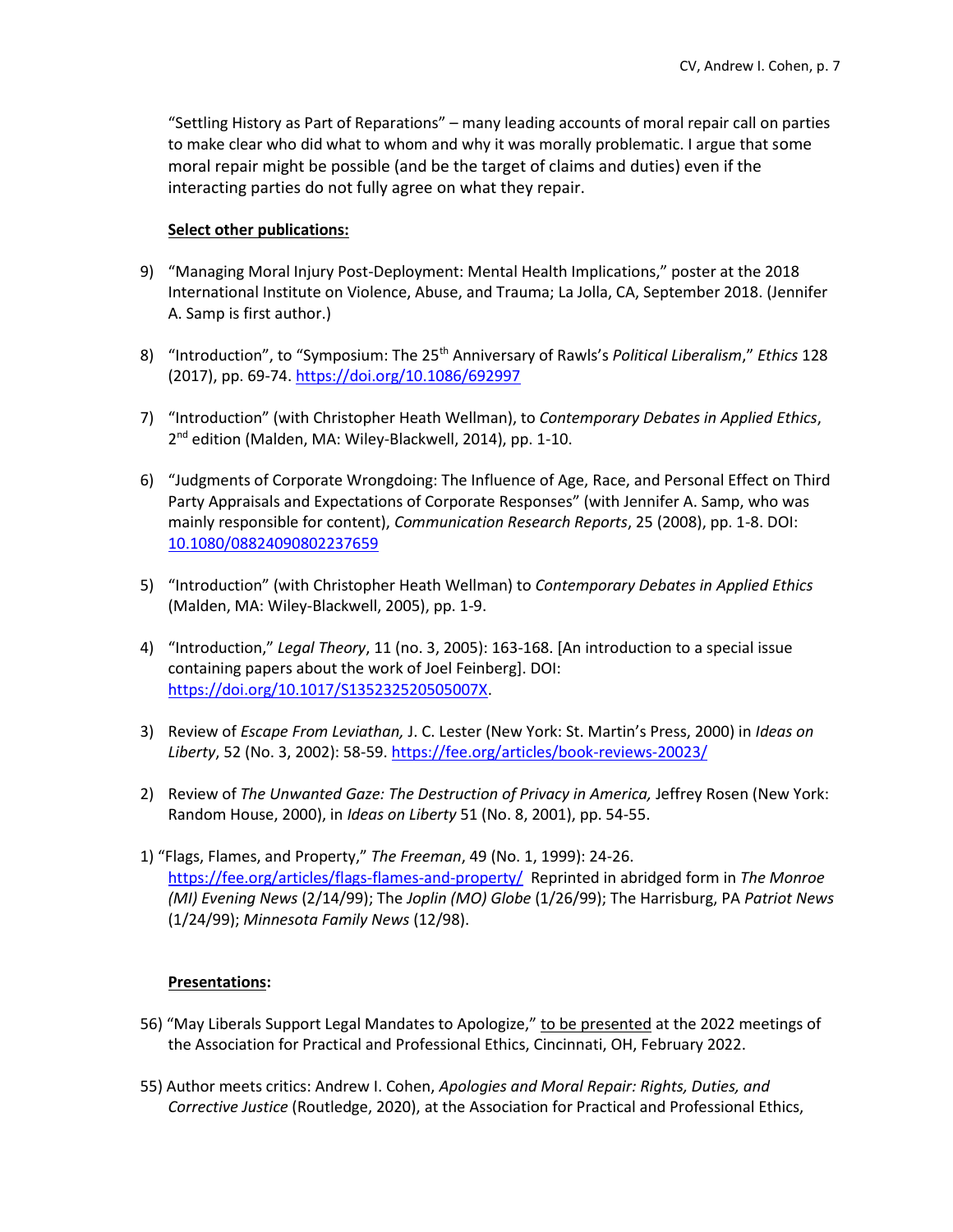"Settling History as Part of Reparations" – many leading accounts of moral repair call on parties to make clear who did what to whom and why it was morally problematic. I argue that some moral repair might be possible (and be the target of claims and duties) even if the interacting parties do not fully agree on what they repair.

**Select other publications:**

9) "Managing Moral Injury Post-Deployment: Mental Health Implications," poster at the 2018 International Institute on Violence, Abuse, and Trauma; La Jolla, CA, September 2018. (Jennifer A. Samp is first author.)

8) "Introduction", to "Symposium: The 25th Anniversary of Rawls's *Political Liberalism*," *Ethics* 128 (2017), pp. 69-74. https://doi.org/10.1086/692997

7) "Introduction" (with Christopher Heath Wellman), to *Contemporary Debates in Applied Ethics*, 2nd edition (Malden, MA: Wiley-Blackwell, 2014), pp. 1-10.

6) "Judgments of Corporate Wrongdoing: The Influence of Age, Race, and Personal Effect on Third Party Appraisals and Expectations of Corporate Responses" (with Jennifer A. Samp, who was mainly responsible for content), *Communication Research Reports*, 25 (2008), pp. 1-8. DOI: 10.1080/08824090802237659

5) "Introduction" (with Christopher Heath Wellman) to *Contemporary Debates in Applied Ethics* (Malden, MA: Wiley-Blackwell, 2005), pp. 1-9.

4) "Introduction," *Legal Theory*, 11 (no. 3, 2005): 163-168. [An introduction to a special issue containing papers about the work of Joel Feinberg]. DOI: https://doi.org/10.1017/S135232520505007X.

3) Review of *Escape From Leviathan,* J. C. Lester (New York: St. Martin's Press, 2000) in *Ideas on Liberty*, 52 (No. 3, 2002): 58-59. https://fee.org/articles/book-reviews-20023/

2) Review of *The Unwanted Gaze: The Destruction of Privacy in America,* Jeffrey Rosen (New York: Random House, 2000), in *Ideas on Liberty* 51 (No. 8, 2001), pp. 54-55.

1) "Flags, Flames, and Property," *The Freeman*, 49 (No. 1, 1999): 24-26. https://fee.org/articles/flags-flames-and-property/ Reprinted in abridged form in *The Monroe (MI) Evening News* (2/14/99); The *Joplin (MO) Globe* (1/26/99); The Harrisburg, PA *Patriot News* (1/24/99); *Minnesota Family News* (12/98).

**Presentations:**

56) "May Liberals Support Legal Mandates to Apologize," to be presented at the 2022 meetings of the Association for Practical and Professional Ethics, Cincinnati, OH, February 2022.

55) Author meets critics: Andrew I. Cohen, *Apologies and Moral Repair: Rights, Duties, and Corrective Justice* (Routledge, 2020), at the Association for Practical and Professional Ethics,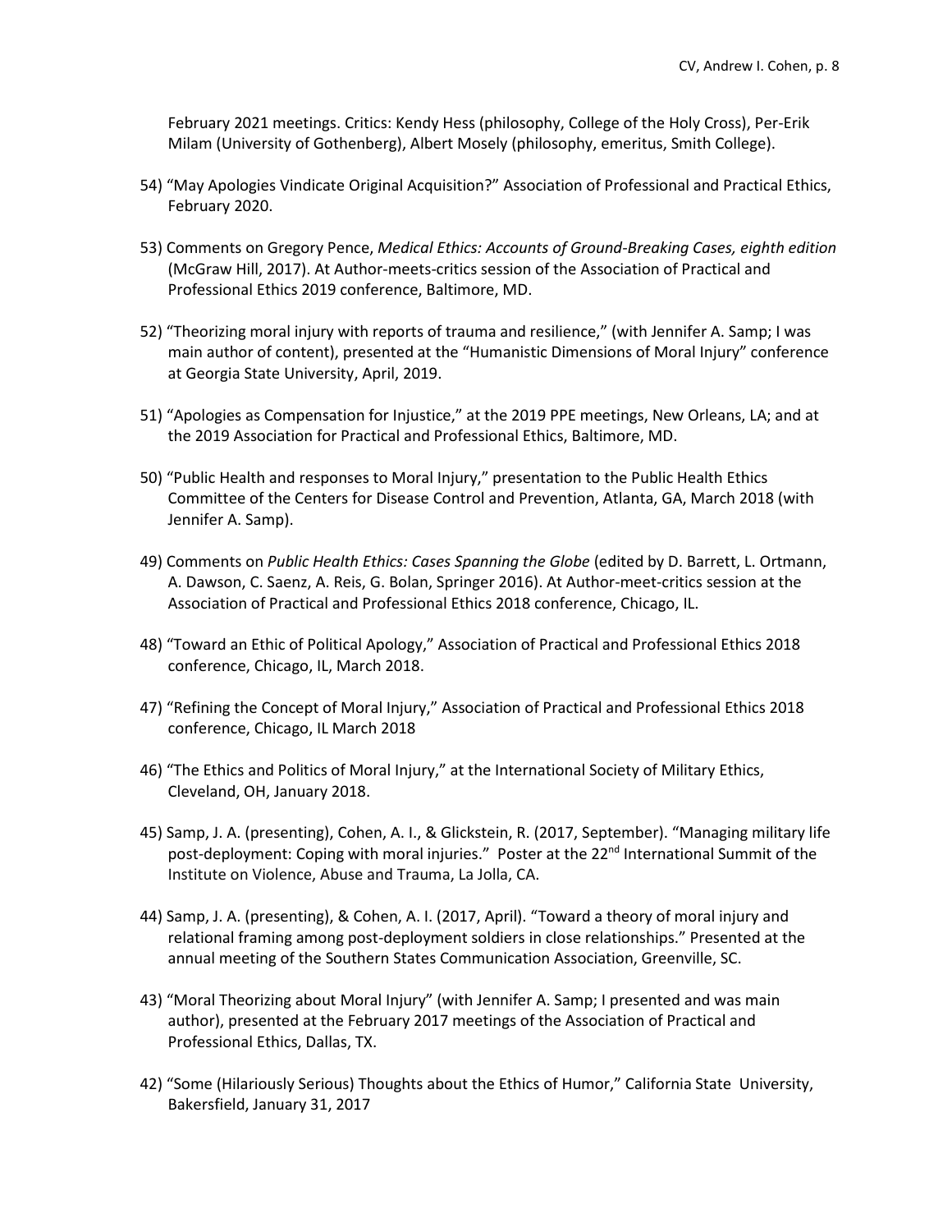February 2021 meetings. Critics: Kendy Hess (philosophy, College of the Holy Cross), Per-Erik Milam (University of Gothenberg), Albert Mosely (philosophy, emeritus, Smith College).

54) "May Apologies Vindicate Original Acquisition?" Association of Professional and Practical Ethics, February 2020.

53) Comments on Gregory Pence, *Medical Ethics: Accounts of Ground-Breaking Cases, eighth edition* (McGraw Hill, 2017). At Author-meets-critics session of the Association of Practical and Professional Ethics 2019 conference, Baltimore, MD.

52) "Theorizing moral injury with reports of trauma and resilience," (with Jennifer A. Samp; I was main author of content), presented at the "Humanistic Dimensions of Moral Injury" conference at Georgia State University, April, 2019.

51) "Apologies as Compensation for Injustice," at the 2019 PPE meetings, New Orleans, LA; and at the 2019 Association for Practical and Professional Ethics, Baltimore, MD.

50) "Public Health and responses to Moral Injury," presentation to the Public Health Ethics Committee of the Centers for Disease Control and Prevention, Atlanta, GA, March 2018 (with Jennifer A. Samp).

49) Comments on *Public Health Ethics: Cases Spanning the Globe* (edited by D. Barrett, L. Ortmann, A. Dawson, C. Saenz, A. Reis, G. Bolan, Springer 2016). At Author-meet-critics session at the Association of Practical and Professional Ethics 2018 conference, Chicago, IL.

48) "Toward an Ethic of Political Apology," Association of Practical and Professional Ethics 2018 conference, Chicago, IL, March 2018.

47) "Refining the Concept of Moral Injury," Association of Practical and Professional Ethics 2018 conference, Chicago, IL March 2018

46) "The Ethics and Politics of Moral Injury," at the International Society of Military Ethics, Cleveland, OH, January 2018.

45) Samp, J. A. (presenting), Cohen, A. I., & Glickstein, R. (2017, September). "Managing military life post-deployment: Coping with moral injuries." Poster at the 22nd International Summit of the Institute on Violence, Abuse and Trauma, La Jolla, CA.

44) Samp, J. A. (presenting), & Cohen, A. I. (2017, April). "Toward a theory of moral injury and relational framing among post-deployment soldiers in close relationships." Presented at the annual meeting of the Southern States Communication Association, Greenville, SC.

43) "Moral Theorizing about Moral Injury" (with Jennifer A. Samp; I presented and was main author), presented at the February 2017 meetings of the Association of Practical and Professional Ethics, Dallas, TX.

42) "Some (Hilariously Serious) Thoughts about the Ethics of Humor," California State University, Bakersfield, January 31, 2017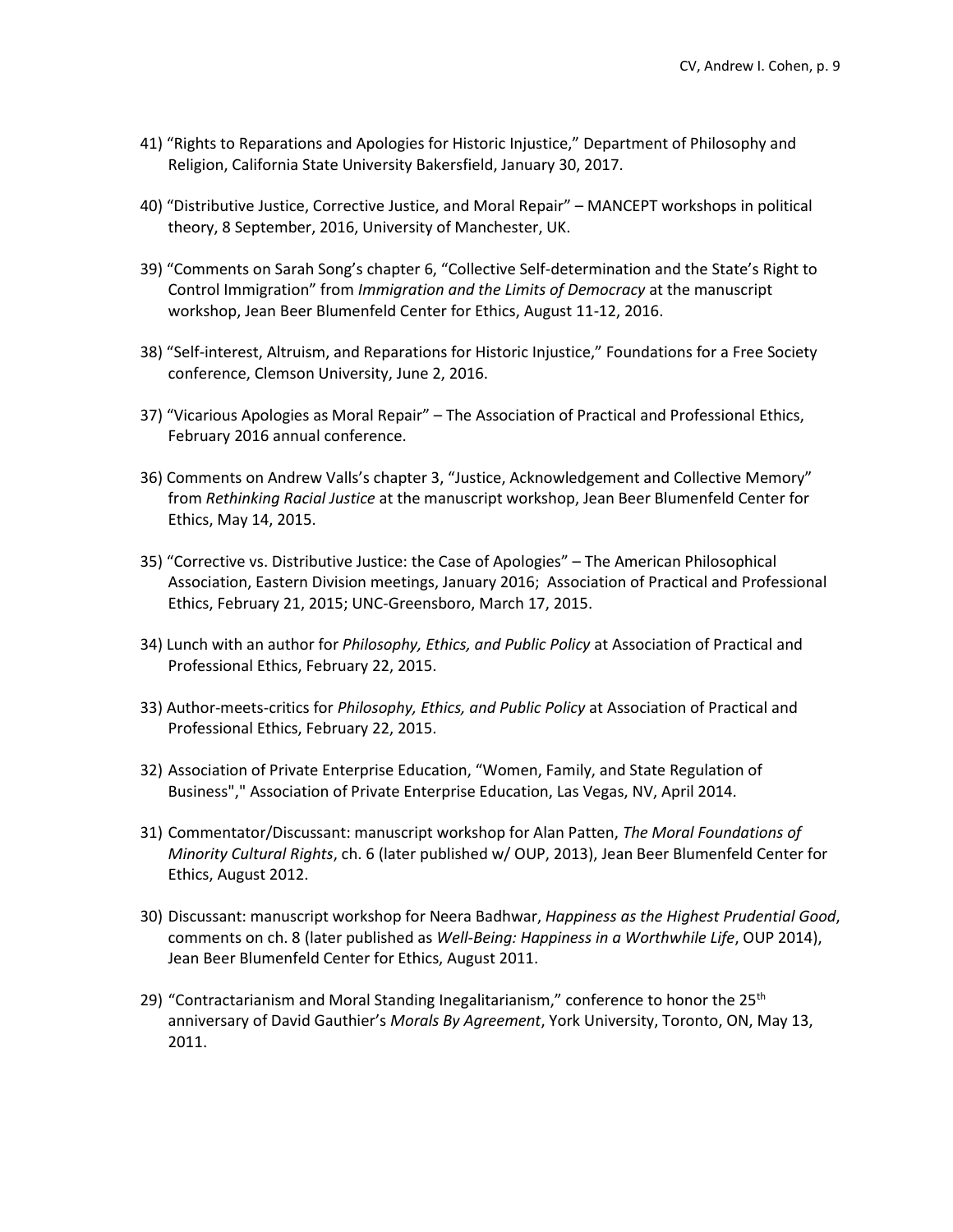41) "Rights to Reparations and Apologies for Historic Injustice," Department of Philosophy and Religion, California State University Bakersfield, January 30, 2017.

40) "Distributive Justice, Corrective Justice, and Moral Repair" – MANCEPT workshops in political theory, 8 September, 2016, University of Manchester, UK.

39) "Comments on Sarah Song's chapter 6, "Collective Self-determination and the State's Right to Control Immigration" from *Immigration and the Limits of Democracy* at the manuscript workshop, Jean Beer Blumenfeld Center for Ethics, August 11-12, 2016.

38) "Self-interest, Altruism, and Reparations for Historic Injustice," Foundations for a Free Society conference, Clemson University, June 2, 2016.

37) "Vicarious Apologies as Moral Repair" – The Association of Practical and Professional Ethics, February 2016 annual conference.

36) Comments on Andrew Valls's chapter 3, "Justice, Acknowledgement and Collective Memory" from *Rethinking Racial Justice* at the manuscript workshop, Jean Beer Blumenfeld Center for Ethics, May 14, 2015.

35) "Corrective vs. Distributive Justice: the Case of Apologies" – The American Philosophical Association, Eastern Division meetings, January 2016; Association of Practical and Professional Ethics, February 21, 2015; UNC-Greensboro, March 17, 2015.

34) Lunch with an author for *Philosophy, Ethics, and Public Policy* at Association of Practical and Professional Ethics, February 22, 2015.

33) Author-meets-critics for *Philosophy, Ethics, and Public Policy* at Association of Practical and Professional Ethics, February 22, 2015.

32) Association of Private Enterprise Education, "Women, Family, and State Regulation of Business"," Association of Private Enterprise Education, Las Vegas, NV, April 2014.

31) Commentator/Discussant: manuscript workshop for Alan Patten, *The Moral Foundations of Minority Cultural Rights*, ch. 6 (later published w/ OUP, 2013), Jean Beer Blumenfeld Center for Ethics, August 2012.

30) Discussant: manuscript workshop for Neera Badhwar, *Happiness as the Highest Prudential Good*, comments on ch. 8 (later published as *Well-Being: Happiness in a Worthwhile Life*, OUP 2014), Jean Beer Blumenfeld Center for Ethics, August 2011.

29) "Contractarianism and Moral Standing Inegalitarianism," conference to honor the 25th anniversary of David Gauthier's *Morals By Agreement*, York University, Toronto, ON, May 13, 2011.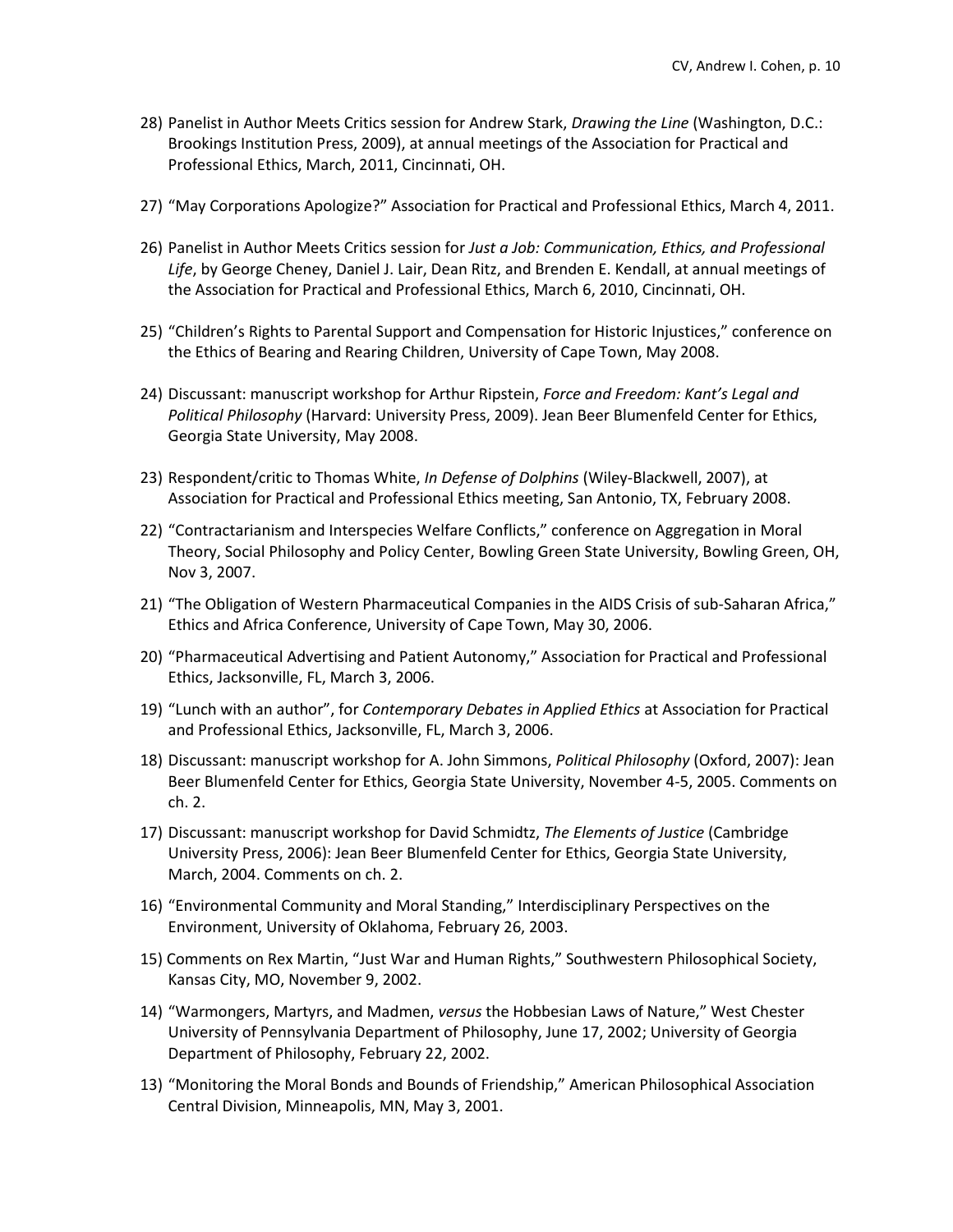28) Panelist in Author Meets Critics session for Andrew Stark, *Drawing the Line* (Washington, D.C.: Brookings Institution Press, 2009), at annual meetings of the Association for Practical and Professional Ethics, March, 2011, Cincinnati, OH.

27) "May Corporations Apologize?" Association for Practical and Professional Ethics, March 4, 2011.

26) Panelist in Author Meets Critics session for *Just a Job: Communication, Ethics, and Professional Life*, by George Cheney, Daniel J. Lair, Dean Ritz, and Brenden E. Kendall, at annual meetings of the Association for Practical and Professional Ethics, March 6, 2010, Cincinnati, OH.

25) "Children's Rights to Parental Support and Compensation for Historic Injustices," conference on the Ethics of Bearing and Rearing Children, University of Cape Town, May 2008.

24) Discussant: manuscript workshop for Arthur Ripstein, *Force and Freedom: Kant's Legal and Political Philosophy* (Harvard: University Press, 2009). Jean Beer Blumenfeld Center for Ethics, Georgia State University, May 2008.

23) Respondent/critic to Thomas White, *In Defense of Dolphins* (Wiley-Blackwell, 2007), at Association for Practical and Professional Ethics meeting, San Antonio, TX, February 2008.

22) "Contractarianism and Interspecies Welfare Conflicts," conference on Aggregation in Moral Theory, Social Philosophy and Policy Center, Bowling Green State University, Bowling Green, OH, Nov 3, 2007.

21) "The Obligation of Western Pharmaceutical Companies in the AIDS Crisis of sub-Saharan Africa," Ethics and Africa Conference, University of Cape Town, May 30, 2006.

20) "Pharmaceutical Advertising and Patient Autonomy," Association for Practical and Professional Ethics, Jacksonville, FL, March 3, 2006.

19) "Lunch with an author", for *Contemporary Debates in Applied Ethics* at Association for Practical and Professional Ethics, Jacksonville, FL, March 3, 2006.

18) Discussant: manuscript workshop for A. John Simmons, *Political Philosophy* (Oxford, 2007): Jean Beer Blumenfeld Center for Ethics, Georgia State University, November 4-5, 2005. Comments on ch. 2.

17) Discussant: manuscript workshop for David Schmidtz, *The Elements of Justice* (Cambridge University Press, 2006): Jean Beer Blumenfeld Center for Ethics, Georgia State University, March, 2004. Comments on ch. 2.

16) "Environmental Community and Moral Standing," Interdisciplinary Perspectives on the Environment, University of Oklahoma, February 26, 2003.

15) Comments on Rex Martin, "Just War and Human Rights," Southwestern Philosophical Society, Kansas City, MO, November 9, 2002.

14) "Warmongers, Martyrs, and Madmen, *versus* the Hobbesian Laws of Nature," West Chester University of Pennsylvania Department of Philosophy, June 17, 2002; University of Georgia Department of Philosophy, February 22, 2002.

13) "Monitoring the Moral Bonds and Bounds of Friendship," American Philosophical Association Central Division, Minneapolis, MN, May 3, 2001.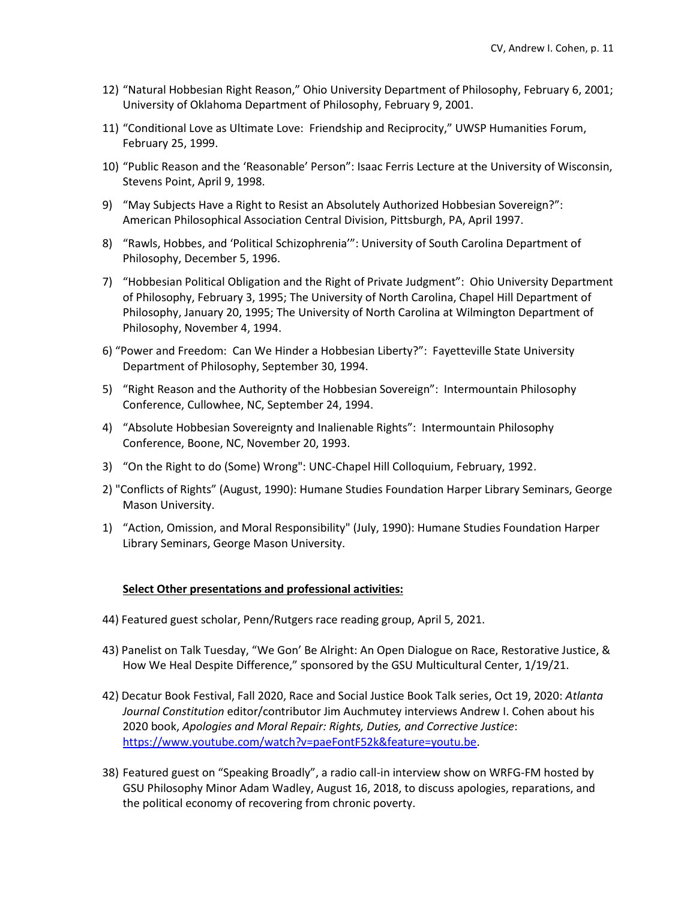12) "Natural Hobbesian Right Reason," Ohio University Department of Philosophy, February 6, 2001; University of Oklahoma Department of Philosophy, February 9, 2001.

11) "Conditional Love as Ultimate Love: Friendship and Reciprocity," UWSP Humanities Forum, February 25, 1999.

10) "Public Reason and the 'Reasonable' Person": Isaac Ferris Lecture at the University of Wisconsin, Stevens Point, April 9, 1998.

9) "May Subjects Have a Right to Resist an Absolutely Authorized Hobbesian Sovereign?": American Philosophical Association Central Division, Pittsburgh, PA, April 1997.

8) "Rawls, Hobbes, and 'Political Schizophrenia'": University of South Carolina Department of Philosophy, December 5, 1996.

7) "Hobbesian Political Obligation and the Right of Private Judgment": Ohio University Department of Philosophy, February 3, 1995; The University of North Carolina, Chapel Hill Department of Philosophy, January 20, 1995; The University of North Carolina at Wilmington Department of Philosophy, November 4, 1994.

6) "Power and Freedom: Can We Hinder a Hobbesian Liberty?": Fayetteville State University Department of Philosophy, September 30, 1994.

5) "Right Reason and the Authority of the Hobbesian Sovereign": Intermountain Philosophy Conference, Cullowhee, NC, September 24, 1994.

4) "Absolute Hobbesian Sovereignty and Inalienable Rights": Intermountain Philosophy Conference, Boone, NC, November 20, 1993.

3) "On the Right to do (Some) Wrong": UNC-Chapel Hill Colloquium, February, 1992.

2) "Conflicts of Rights" (August, 1990): Humane Studies Foundation Harper Library Seminars, George Mason University.

1) "Action, Omission, and Moral Responsibility" (July, 1990): Humane Studies Foundation Harper Library Seminars, George Mason University.

**Select Other presentations and professional activities:**

44) Featured guest scholar, Penn/Rutgers race reading group, April 5, 2021.

43) Panelist on Talk Tuesday, "We Gon' Be Alright: An Open Dialogue on Race, Restorative Justice, & How We Heal Despite Difference," sponsored by the GSU Multicultural Center, 1/19/21.

42) Decatur Book Festival, Fall 2020, Race and Social Justice Book Talk series, Oct 19, 2020: *Atlanta Journal Constitution* editor/contributor Jim Auchmutey interviews Andrew I. Cohen about his 2020 book, *Apologies and Moral Repair: Rights, Duties, and Corrective Justice*: https://www.youtube.com/watch?v=paeFontF52k&feature=youtu.be.

38) Featured guest on "Speaking Broadly", a radio call-in interview show on WRFG-FM hosted by GSU Philosophy Minor Adam Wadley, August 16, 2018, to discuss apologies, reparations, and the political economy of recovering from chronic poverty.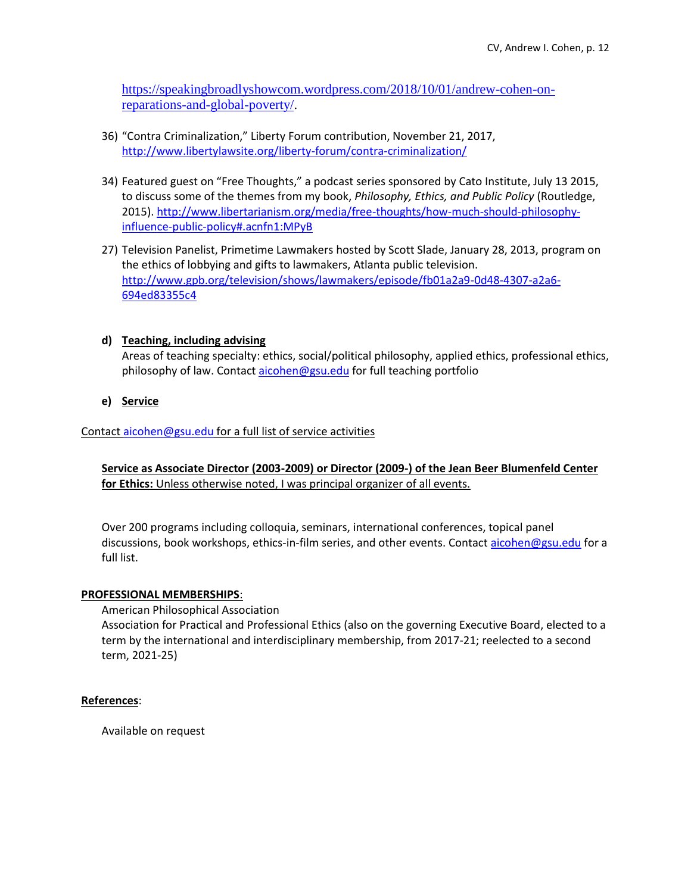https://speakingbroadlyshowcom.wordpress.com/2018/10/01/andrew-cohen-on-reparations-and-global-poverty/.

36) "Contra Criminalization," Liberty Forum contribution, November 21, 2017, http://www.libertylawsite.org/liberty-forum/contra-criminalization/

34) Featured guest on "Free Thoughts," a podcast series sponsored by Cato Institute, July 13 2015, to discuss some of the themes from my book, *Philosophy, Ethics, and Public Policy* (Routledge, 2015). http://www.libertarianism.org/media/free-thoughts/how-much-should-philosophy-influence-public-policy#.acnfn1:MPyB

27) Television Panelist, Primetime Lawmakers hosted by Scott Slade, January 28, 2013, program on the ethics of lobbying and gifts to lawmakers, Atlanta public television. http://www.gpb.org/television/shows/lawmakers/episode/fb01a2a9-0d48-4307-a2a6-694ed83355c4

**d) Teaching, including advising**

Areas of teaching specialty: ethics, social/political philosophy, applied ethics, professional ethics, philosophy of law. Contact aicohen@gsu.edu for full teaching portfolio

**e) Service**

Contact aicohen@gsu.edu for a full list of service activities

**Service as Associate Director (2003-2009) or Director (2009-) of the Jean Beer Blumenfeld Center for Ethics:** Unless otherwise noted, I was principal organizer of all events.

Over 200 programs including colloquia, seminars, international conferences, topical panel discussions, book workshops, ethics-in-film series, and other events. Contact aicohen@gsu.edu for a full list.

**PROFESSIONAL MEMBERSHIPS**:

American Philosophical Association
Association for Practical and Professional Ethics (also on the governing Executive Board, elected to a term by the international and interdisciplinary membership, from 2017-21; reelected to a second term, 2021-25)

**References**:

Available on request